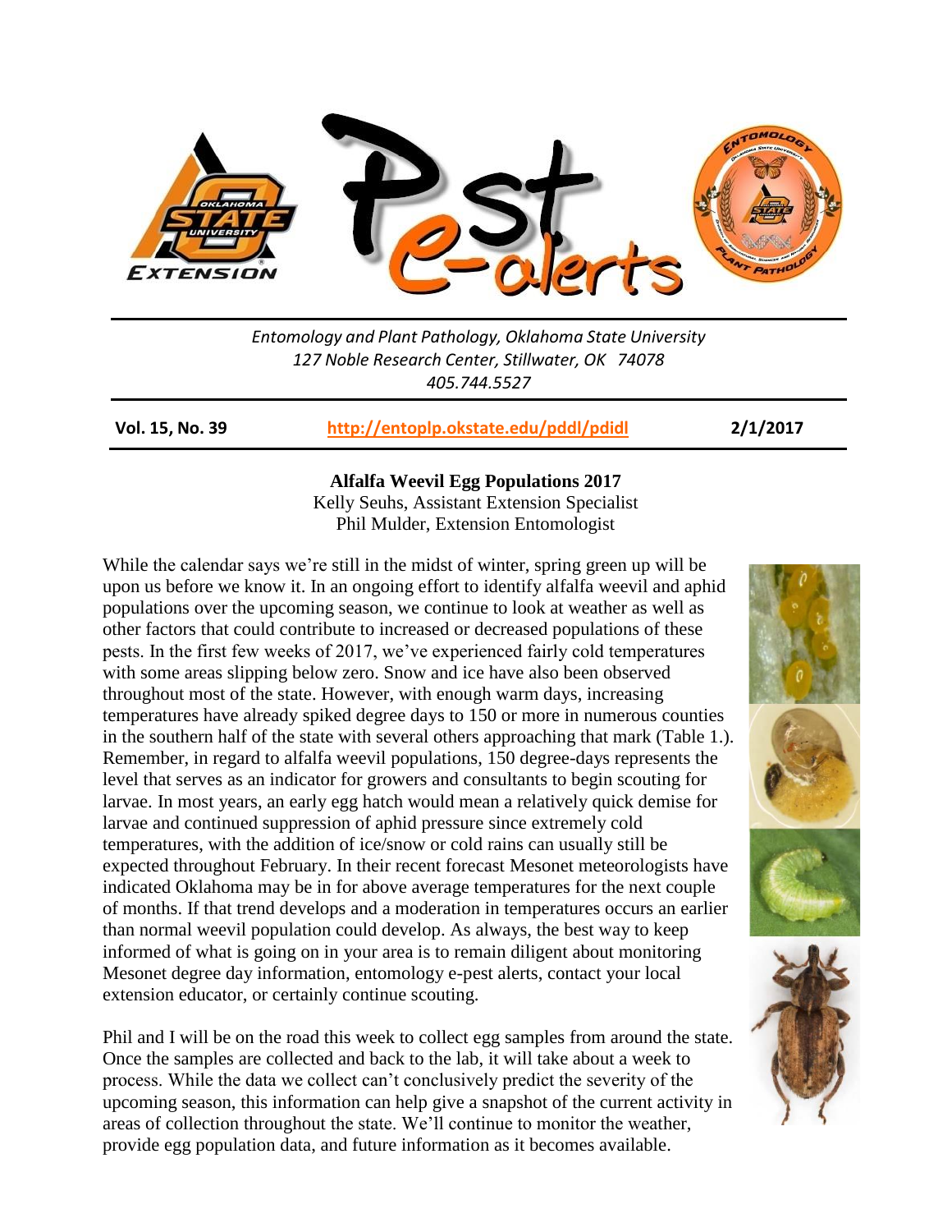*Entomology and Plant Pathology, Oklahoma State University*
*127 Noble Research Center, Stillwater, OK 74078*
*405.744.5527*

| **Vol. 15, No. 39** | **http://entoplp.okstate.edu/pddl/pdidl** | **2/1/2017** |
|---|---|---|

# Alfalfa Weevil Egg Populations 2017

Kelly Seuhs, Assistant Extension Specialist
Phil Mulder, Extension Entomologist

While the calendar says we're still in the midst of winter, spring green up will be upon us before we know it. In an ongoing effort to identify alfalfa weevil and aphid populations over the upcoming season, we continue to look at weather as well as other factors that could contribute to increased or decreased populations of these pests. In the first few weeks of 2017, we've experienced fairly cold temperatures with some areas slipping below zero. Snow and ice have also been observed throughout most of the state. However, with enough warm days, increasing temperatures have already spiked degree days to 150 or more in numerous counties in the southern half of the state with several others approaching that mark (Table 1.). Remember, in regard to alfalfa weevil populations, 150 degree-days represents the level that serves as an indicator for growers and consultants to begin scouting for larvae. In most years, an early egg hatch would mean a relatively quick demise for larvae and continued suppression of aphid pressure since extremely cold temperatures, with the addition of ice/snow or cold rains can usually still be expected throughout February. In their recent forecast Mesonet meteorologists have indicated Oklahoma may be in for above average temperatures for the next couple of months. If that trend develops and a moderation in temperatures occurs an earlier than normal weevil population could develop. As always, the best way to keep informed of what is going on in your area is to remain diligent about monitoring Mesonet degree day information, entomology e-pest alerts, contact your local extension educator, or certainly continue scouting.

Phil and I will be on the road this week to collect egg samples from around the state. Once the samples are collected and back to the lab, it will take about a week to process. While the data we collect can't conclusively predict the severity of the upcoming season, this information can help give a snapshot of the current activity in areas of collection throughout the state. We'll continue to monitor the weather, provide egg population data, and future information as it becomes available.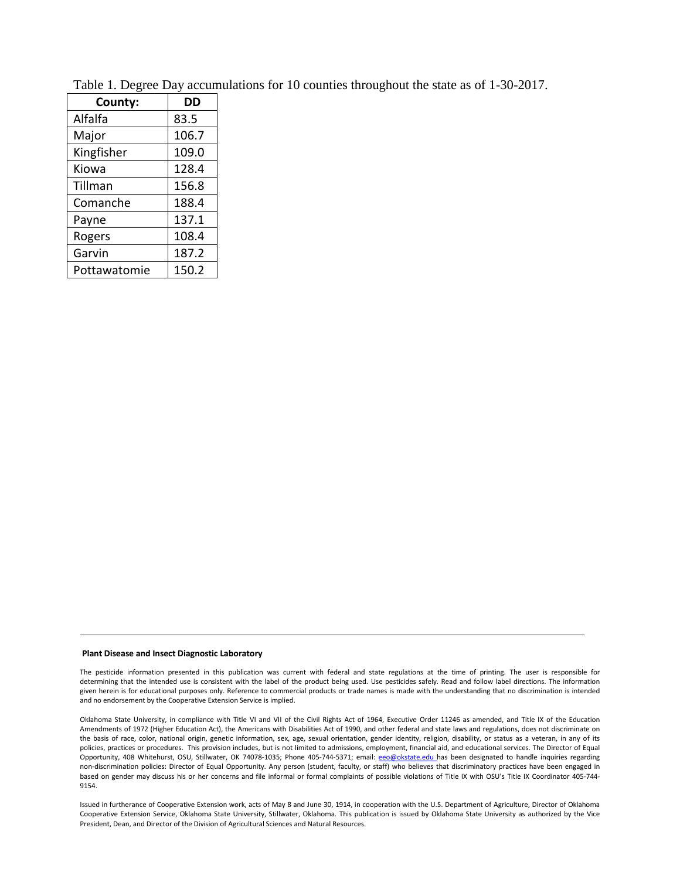Table 1. Degree Day accumulations for 10 counties throughout the state as of 1-30-2017.

| County: | DD |
|---|---|
| Alfalfa | 83.5 |
| Major | 106.7 |
| Kingfisher | 109.0 |
| Kiowa | 128.4 |
| Tillman | 156.8 |
| Comanche | 188.4 |
| Payne | 137.1 |
| Rogers | 108.4 |
| Garvin | 187.2 |
| Pottawatomie | 150.2 |

---

**Plant Disease and Insect Diagnostic Laboratory**

The pesticide information presented in this publication was current with federal and state regulations at the time of printing. The user is responsible for determining that the intended use is consistent with the label of the product being used. Use pesticides safely. Read and follow label directions. The information given herein is for educational purposes only. Reference to commercial products or trade names is made with the understanding that no discrimination is intended and no endorsement by the Cooperative Extension Service is implied.

Oklahoma State University, in compliance with Title VI and VII of the Civil Rights Act of 1964, Executive Order 11246 as amended, and Title IX of the Education Amendments of 1972 (Higher Education Act), the Americans with Disabilities Act of 1990, and other federal and state laws and regulations, does not discriminate on the basis of race, color, national origin, genetic information, sex, age, sexual orientation, gender identity, religion, disability, or status as a veteran, in any of its policies, practices or procedures. This provision includes, but is not limited to admissions, employment, financial aid, and educational services. The Director of Equal Opportunity, 408 Whitehurst, OSU, Stillwater, OK 74078-1035; Phone 405-744-5371; email: eeo@okstate.edu has been designated to handle inquiries regarding non-discrimination policies: Director of Equal Opportunity. Any person (student, faculty, or staff) who believes that discriminatory practices have been engaged in based on gender may discuss his or her concerns and file informal or formal complaints of possible violations of Title IX with OSU's Title IX Coordinator 405-744-9154.

Issued in furtherance of Cooperative Extension work, acts of May 8 and June 30, 1914, in cooperation with the U.S. Department of Agriculture, Director of Oklahoma Cooperative Extension Service, Oklahoma State University, Stillwater, Oklahoma. This publication is issued by Oklahoma State University as authorized by the Vice President, Dean, and Director of the Division of Agricultural Sciences and Natural Resources.